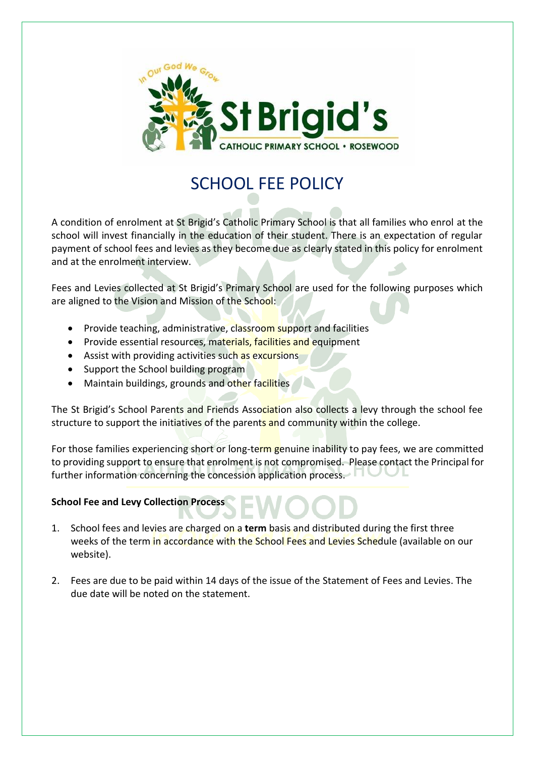# SCHOOL FEE POLICY

A condition of enrolment at St Brigid's Catholic Primary School is that all families who enrol at the school will invest financially in the education of their student. There is an expectation of regular payment of school fees and levies as they become due as clearly stated in this policy for enrolment and at the enrolment interview.

Fees and Levies collected at St Brigid's Primary School are used for the following purposes which are aligned to the Vision and Mission of the School:

- Provide teaching, administrative, classroom support and facilities
- Provide essential resources, materials, facilities and equipment
- Assist with providing activities such as excursions
- Support the School building program
- Maintain buildings, grounds and other facilities

The St Brigid's School Parents and Friends Association also collects a levy through the school fee structure to support the initiatives of the parents and community within the college.

For those families experiencing short or long-term genuine inability to pay fees, we are committed to providing support to ensure that enrolment is not compromised. Please contact the Principal for further information concerning the concession application process.

**School Fee and Levy Collection Process**

1. School fees and levies are charged on a **term** basis and distributed during the first three weeks of the term in accordance with the School Fees and Levies Schedule (available on our website).

2. Fees are due to be paid within 14 days of the issue of the Statement of Fees and Levies. The due date will be noted on the statement.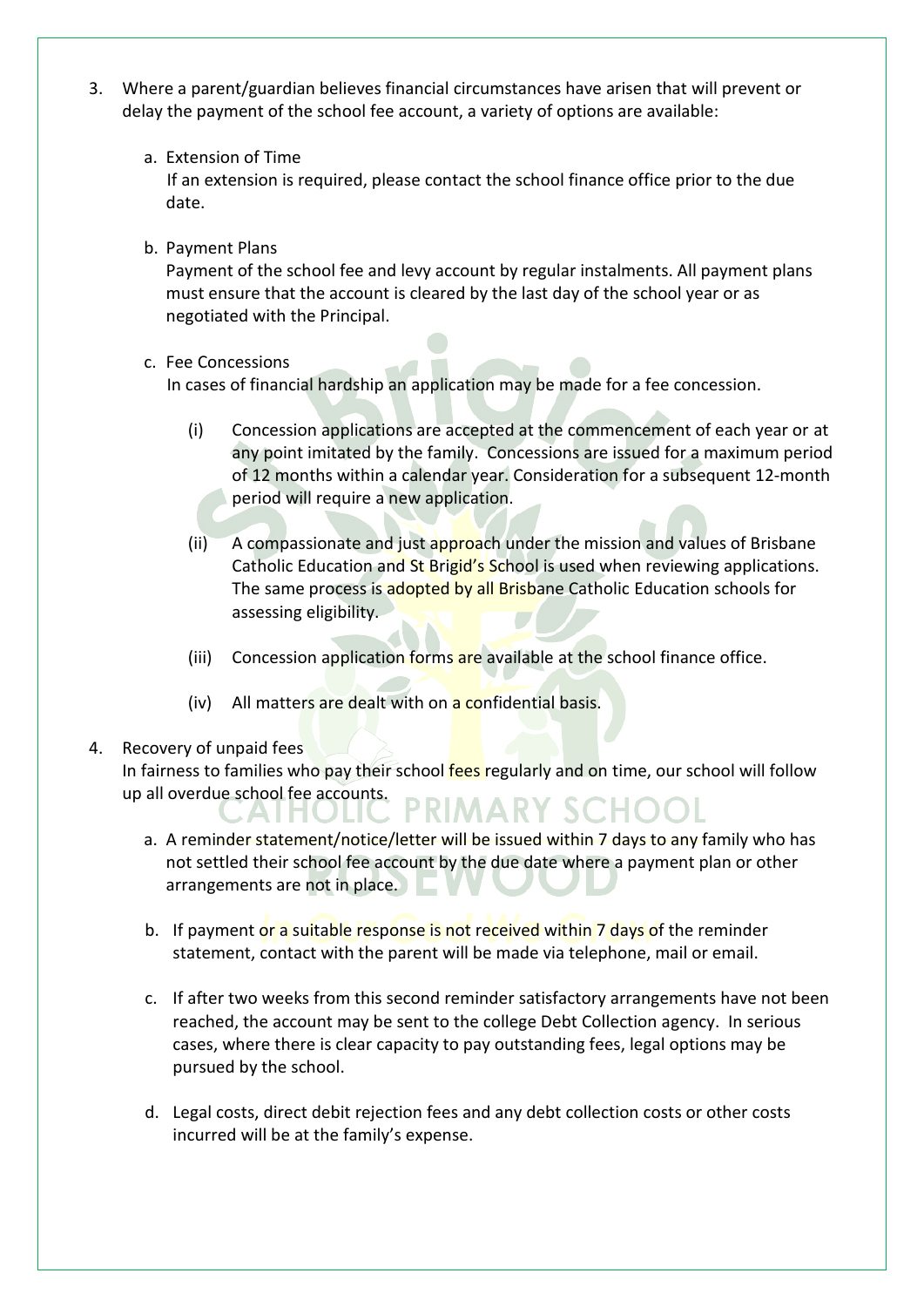3. Where a parent/guardian believes financial circumstances have arisen that will prevent or delay the payment of the school fee account, a variety of options are available:

   a. Extension of Time
      If an extension is required, please contact the school finance office prior to the due date.

   b. Payment Plans
      Payment of the school fee and levy account by regular instalments. All payment plans must ensure that the account is cleared by the last day of the school year or as negotiated with the Principal.

   c. Fee Concessions
      In cases of financial hardship an application may be made for a fee concession.

      (i) Concession applications are accepted at the commencement of each year or at any point imitated by the family. Concessions are issued for a maximum period of 12 months within a calendar year. Consideration for a subsequent 12-month period will require a new application.

      (ii) A compassionate and just approach under the mission and values of Brisbane Catholic Education and St Brigid's School is used when reviewing applications. The same process is adopted by all Brisbane Catholic Education schools for assessing eligibility.

      (iii) Concession application forms are available at the school finance office.

      (iv) All matters are dealt with on a confidential basis.

4. Recovery of unpaid fees
   In fairness to families who pay their school fees regularly and on time, our school will follow up all overdue school fee accounts.

   a. A reminder statement/notice/letter will be issued within 7 days to any family who has not settled their school fee account by the due date where a payment plan or other arrangements are not in place.

   b. If payment or a suitable response is not received within 7 days of the reminder statement, contact with the parent will be made via telephone, mail or email.

   c. If after two weeks from this second reminder satisfactory arrangements have not been reached, the account may be sent to the college Debt Collection agency. In serious cases, where there is clear capacity to pay outstanding fees, legal options may be pursued by the school.

   d. Legal costs, direct debit rejection fees and any debt collection costs or other costs incurred will be at the family's expense.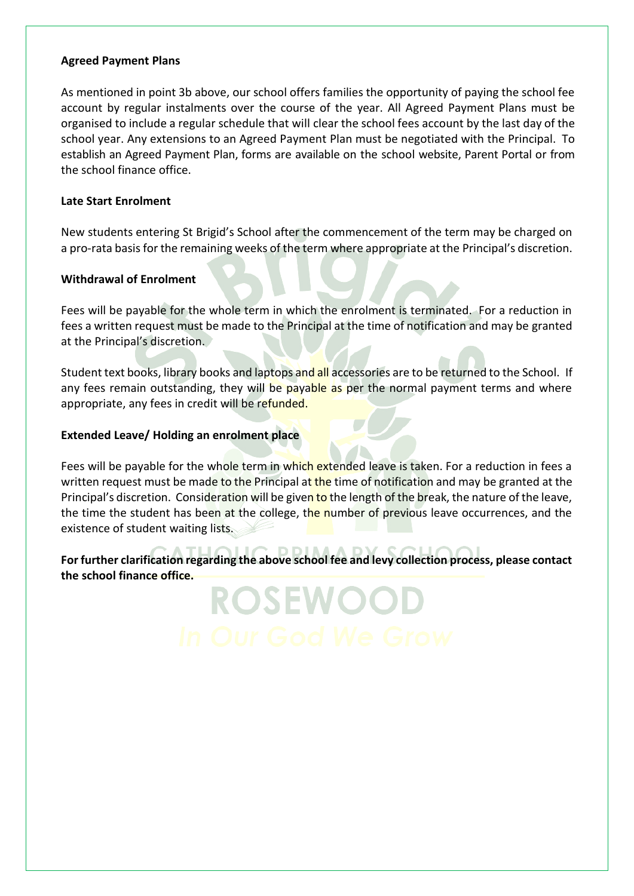**Agreed Payment Plans**

As mentioned in point 3b above, our school offers families the opportunity of paying the school fee account by regular instalments over the course of the year. All Agreed Payment Plans must be organised to include a regular schedule that will clear the school fees account by the last day of the school year. Any extensions to an Agreed Payment Plan must be negotiated with the Principal. To establish an Agreed Payment Plan, forms are available on the school website, Parent Portal or from the school finance office.

**Late Start Enrolment**

New students entering St Brigid's School after the commencement of the term may be charged on a pro-rata basis for the remaining weeks of the term where appropriate at the Principal's discretion.

**Withdrawal of Enrolment**

Fees will be payable for the whole term in which the enrolment is terminated. For a reduction in fees a written request must be made to the Principal at the time of notification and may be granted at the Principal's discretion.

Student text books, library books and laptops and all accessories are to be returned to the School. If any fees remain outstanding, they will be payable as per the normal payment terms and where appropriate, any fees in credit will be refunded.

**Extended Leave/ Holding an enrolment place**

Fees will be payable for the whole term in which extended leave is taken. For a reduction in fees a written request must be made to the Principal at the time of notification and may be granted at the Principal's discretion. Consideration will be given to the length of the break, the nature of the leave, the time the student has been at the college, the number of previous leave occurrences, and the existence of student waiting lists.

**For further clarification regarding the above school fee and levy collection process, please contact the school finance office.**